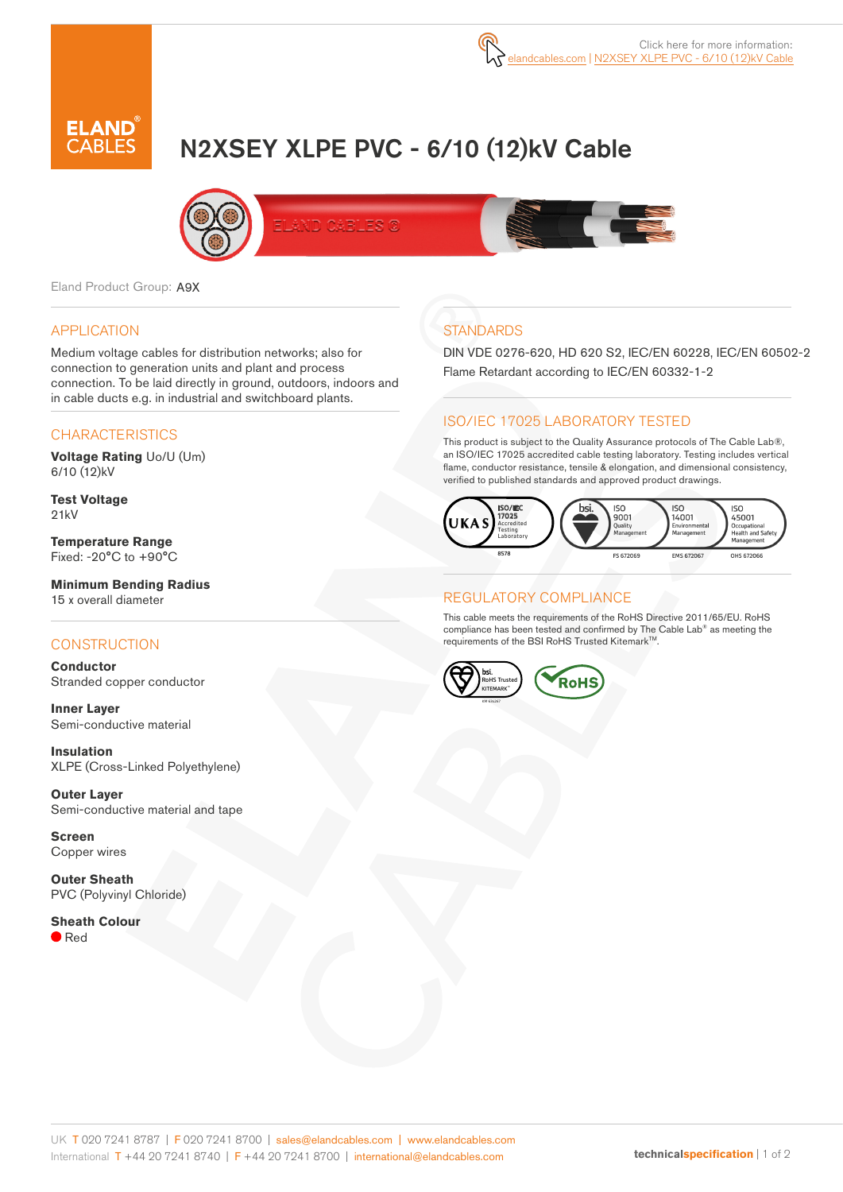Click here for more information: elandcables.com | N2XSEY XLPE PVC - 6/10 (12)kV Cable

# N2XSEY XLPE PVC - 6/10 (12)kV Cable

Eland Product Group: A9X

## APPLICATION

Medium voltage cables for distribution networks; also for connection to generation units and plant and process connection. To be laid directly in ground, outdoors, indoors and in cable ducts e.g. in industrial and switchboard plants.

## CHARACTERISTICS

**Voltage Rating** Uo/U (Um)
6/10 (12)kV

**Test Voltage**
21kV

**Temperature Range**
Fixed: -20°C to +90°C

**Minimum Bending Radius**
15 x overall diameter

## CONSTRUCTION

**Conductor**
Stranded copper conductor

**Inner Layer**
Semi-conductive material

**Insulation**
XLPE (Cross-Linked Polyethylene)

**Outer Layer**
Semi-conductive material and tape

**Screen**
Copper wires

**Outer Sheath**
PVC (Polyvinyl Chloride)

**Sheath Colour**
Red

## STANDARDS

DIN VDE 0276-620, HD 620 S2, IEC/EN 60228, IEC/EN 60502-2
Flame Retardant according to IEC/EN 60332-1-2

## ISO/IEC 17025 LABORATORY TESTED

This product is subject to the Quality Assurance protocols of The Cable Lab®, an ISO/IEC 17025 accredited cable testing laboratory. Testing includes vertical flame, conductor resistance, tensile & elongation, and dimensional consistency, verified to published standards and approved product drawings.

UKAS ISO/IEC 17025 Accredited Testing Laboratory 8578 | bsi. ISO 9001 Quality Management FS 672069 | ISO 14001 Environmental Management EMS 672067 | ISO 45001 Occupational Health and Safety Management OHS 672066

## REGULATORY COMPLIANCE

This cable meets the requirements of the RoHS Directive 2011/65/EU. RoHS compliance has been tested and confirmed by The Cable Lab® as meeting the requirements of the BSI RoHS Trusted Kitemark™.

bsi. RoHS Trusted KITEMARK™ KM 606267 | RoHS

UK T 020 7241 8787 | F 020 7241 8700 | sales@elandcables.com | www.elandcables.com
International T +44 20 7241 8740 | F +44 20 7241 8700 | international@elandcables.com

technicalspecification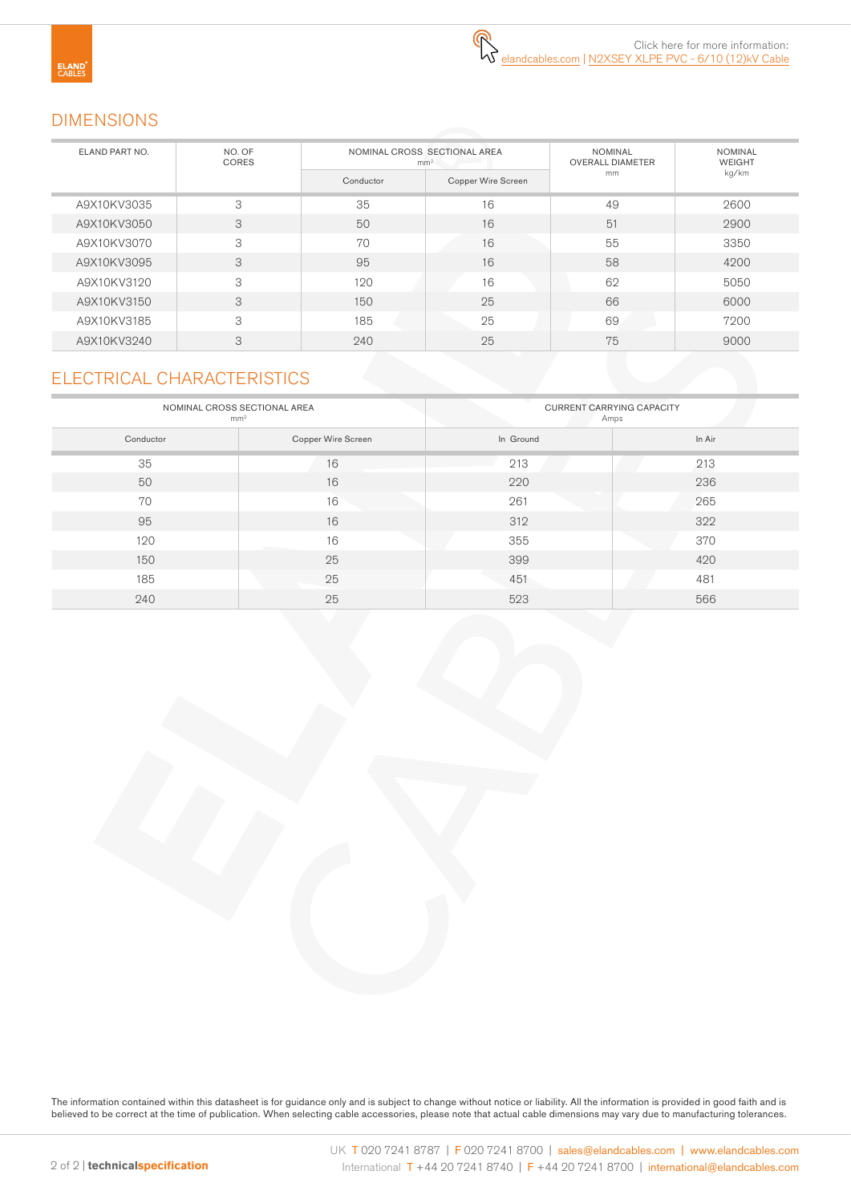Click here for more information: elandcables.com | N2XSEY XLPE PVC - 6/10 (12)kV Cable

## DIMENSIONS

| ELAND PART NO. | NO. OF CORES | NOMINAL CROSS SECTIONAL AREA mm² | | NOMINAL OVERALL DIAMETER mm | NOMINAL WEIGHT kg/km |
|---|---|---|---|---|---|
| | | Conductor | Copper Wire Screen | | |
| A9X10KV3035 | 3 | 35 | 16 | 49 | 2600 |
| A9X10KV3050 | 3 | 50 | 16 | 51 | 2900 |
| A9X10KV3070 | 3 | 70 | 16 | 55 | 3350 |
| A9X10KV3095 | 3 | 95 | 16 | 58 | 4200 |
| A9X10KV3120 | 3 | 120 | 16 | 62 | 5050 |
| A9X10KV3150 | 3 | 150 | 25 | 66 | 6000 |
| A9X10KV3185 | 3 | 185 | 25 | 69 | 7200 |
| A9X10KV3240 | 3 | 240 | 25 | 75 | 9000 |

## ELECTRICAL CHARACTERISTICS

| NOMINAL CROSS SECTIONAL AREA mm² | | CURRENT CARRYING CAPACITY Amps | |
|---|---|---|---|
| Conductor | Copper Wire Screen | In Ground | In Air |
| 35 | 16 | 213 | 213 |
| 50 | 16 | 220 | 236 |
| 70 | 16 | 261 | 265 |
| 95 | 16 | 312 | 322 |
| 120 | 16 | 355 | 370 |
| 150 | 25 | 399 | 420 |
| 185 | 25 | 451 | 481 |
| 240 | 25 | 523 | 566 |

The information contained within this datasheet is for guidance only and is subject to change without notice or liability. All the information is provided in good faith and is believed to be correct at the time of publication. When selecting cable accessories, please note that actual cable dimensions may vary due to manufacturing tolerances.

UK T 020 7241 8787 | F 020 7241 8700 | sales@elandcables.com | www.elandcables.com
International T +44 20 7241 8740 | F +44 20 7241 8700 | international@elandcables.com